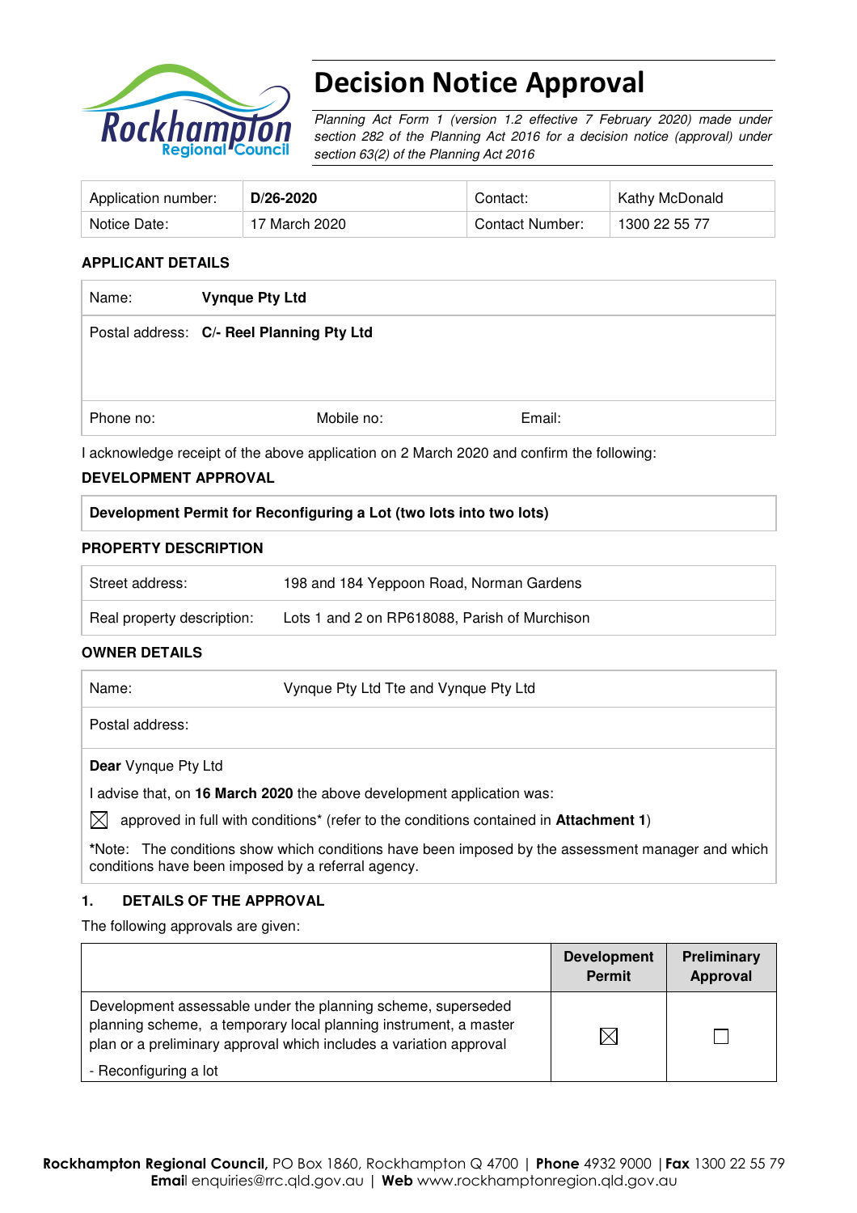# Decision Notice Approval

*Planning Act Form 1 (version 1.2 effective 7 February 2020) made under section 282 of the Planning Act 2016 for a decision notice (approval) under section 63(2) of the Planning Act 2016*

| Application number: | **D/26-2020** | Contact: | Kathy McDonald |
|---|---|---|---|
| Notice Date: | 17 March 2020 | Contact Number: | 1300 22 55 77 |

### APPLICANT DETAILS

| Name: | **Vynque Pty Ltd** | |
|---|---|---|
| Postal address: | **C/- Reel Planning Pty Ltd** | |
| Phone no: | Mobile no: | Email: |

I acknowledge receipt of the above application on 2 March 2020 and confirm the following:

### DEVELOPMENT APPROVAL

| **Development Permit for Reconfiguring a Lot (two lots into two lots)** |
|---|

### PROPERTY DESCRIPTION

| Street address: | 198 and 184 Yeppoon Road, Norman Gardens |
|---|---|
| Real property description: | Lots 1 and 2 on RP618088, Parish of Murchison |

### OWNER DETAILS

| Name: | Vynque Pty Ltd Tte and Vynque Pty Ltd |
|---|---|
| Postal address: | |

**Dear** Vynque Pty Ltd

I advise that, on **16 March 2020** the above development application was:

☒ approved in full with conditions* (refer to the conditions contained in **Attachment 1**)

*Note: The conditions show which conditions have been imposed by the assessment manager and which conditions have been imposed by a referral agency.

### 1. DETAILS OF THE APPROVAL

The following approvals are given:

| | Development Permit | Preliminary Approval |
|---|---|---|
| Development assessable under the planning scheme, superseded planning scheme, a temporary local planning instrument, a master plan or a preliminary approval which includes a variation approval<br>- Reconfiguring a lot | ☒ | ☐ |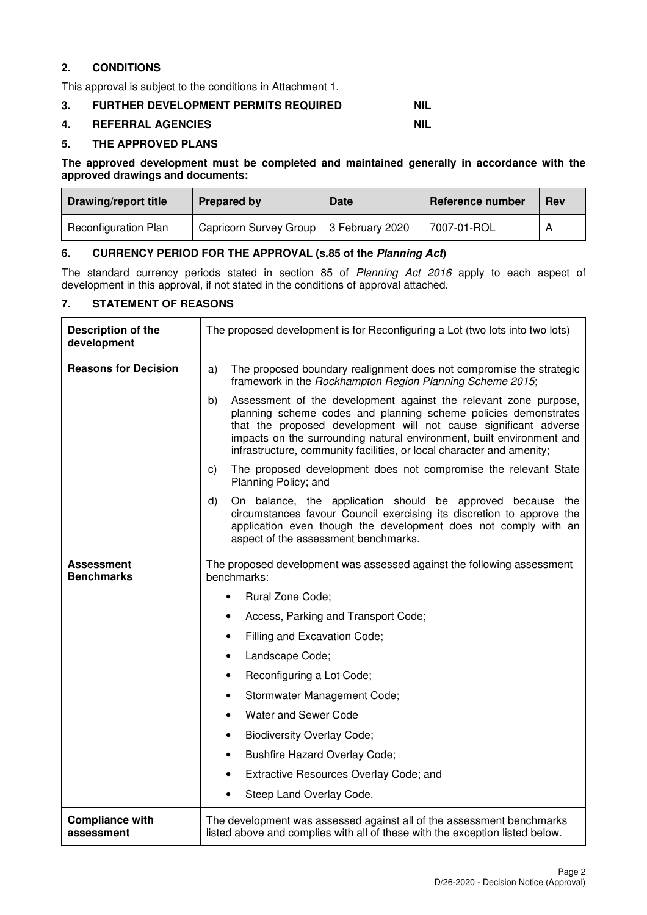## 2. CONDITIONS

This approval is subject to the conditions in Attachment 1.

## 3. FURTHER DEVELOPMENT PERMITS REQUIRED NIL

## 4. REFERRAL AGENCIES NIL

## 5. THE APPROVED PLANS

**The approved development must be completed and maintained generally in accordance with the approved drawings and documents:**

| Drawing/report title | Prepared by | Date | Reference number | Rev |
|---|---|---|---|---|
| Reconfiguration Plan | Capricorn Survey Group | 3 February 2020 | 7007-01-ROL | A |

## 6. CURRENCY PERIOD FOR THE APPROVAL (s.85 of the *Planning Act*)

The standard currency periods stated in section 85 of *Planning Act 2016* apply to each aspect of development in this approval, if not stated in the conditions of approval attached.

## 7. STATEMENT OF REASONS

| | |
|---|---|
| **Description of the development** | The proposed development is for Reconfiguring a Lot (two lots into two lots) |
| **Reasons for Decision** | a) The proposed boundary realignment does not compromise the strategic framework in the *Rockhampton Region Planning Scheme 2015*;<br>b) Assessment of the development against the relevant zone purpose, planning scheme codes and planning scheme policies demonstrates that the proposed development will not cause significant adverse impacts on the surrounding natural environment, built environment and infrastructure, community facilities, or local character and amenity;<br>c) The proposed development does not compromise the relevant State Planning Policy; and<br>d) On balance, the application should be approved because the circumstances favour Council exercising its discretion to approve the application even though the development does not comply with an aspect of the assessment benchmarks. |
| **Assessment Benchmarks** | The proposed development was assessed against the following assessment benchmarks:<br>• Rural Zone Code;<br>• Access, Parking and Transport Code;<br>• Filling and Excavation Code;<br>• Landscape Code;<br>• Reconfiguring a Lot Code;<br>• Stormwater Management Code;<br>• Water and Sewer Code<br>• Biodiversity Overlay Code;<br>• Bushfire Hazard Overlay Code;<br>• Extractive Resources Overlay Code; and<br>• Steep Land Overlay Code. |
| **Compliance with assessment** | The development was assessed against all of the assessment benchmarks listed above and complies with all of these with the exception listed below. |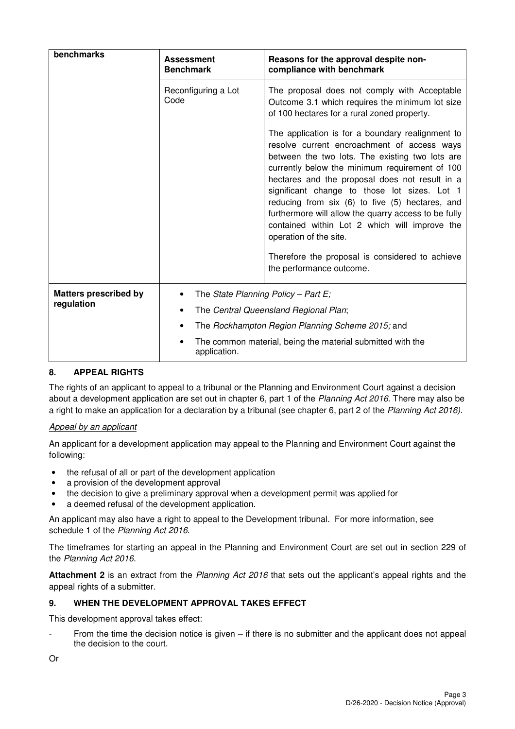| benchmarks | Assessment Benchmark | Reasons for the approval despite non-compliance with benchmark |
|---|---|---|
| | Reconfiguring a Lot Code | The proposal does not comply with Acceptable Outcome 3.1 which requires the minimum lot size of 100 hectares for a rural zoned property.<br><br>The application is for a boundary realignment to resolve current encroachment of access ways between the two lots. The existing two lots are currently below the minimum requirement of 100 hectares and the proposal does not result in a significant change to those lot sizes. Lot 1 reducing from six (6) to five (5) hectares, and furthermore will allow the quarry access to be fully contained within Lot 2 which will improve the operation of the site.<br><br>Therefore the proposal is considered to achieve the performance outcome. |
| **Matters prescribed by regulation** | • The *State Planning Policy – Part E;*<br>• The *Central Queensland Regional Plan*;<br>• The *Rockhampton Region Planning Scheme 2015;* and<br>• The common material, being the material submitted with the application. | |

## 8. APPEAL RIGHTS

The rights of an applicant to appeal to a tribunal or the Planning and Environment Court against a decision about a development application are set out in chapter 6, part 1 of the *Planning Act 2016*. There may also be a right to make an application for a declaration by a tribunal (see chapter 6, part 2 of the *Planning Act 2016).*

*Appeal by an applicant*

An applicant for a development application may appeal to the Planning and Environment Court against the following:

- the refusal of all or part of the development application
- a provision of the development approval
- the decision to give a preliminary approval when a development permit was applied for
- a deemed refusal of the development application.

An applicant may also have a right to appeal to the Development tribunal. For more information, see schedule 1 of the *Planning Act 2016*.

The timeframes for starting an appeal in the Planning and Environment Court are set out in section 229 of the *Planning Act 2016*.

**Attachment 2** is an extract from the *Planning Act 2016* that sets out the applicant's appeal rights and the appeal rights of a submitter.

## 9. WHEN THE DEVELOPMENT APPROVAL TAKES EFFECT

This development approval takes effect:

- From the time the decision notice is given – if there is no submitter and the applicant does not appeal the decision to the court.

Or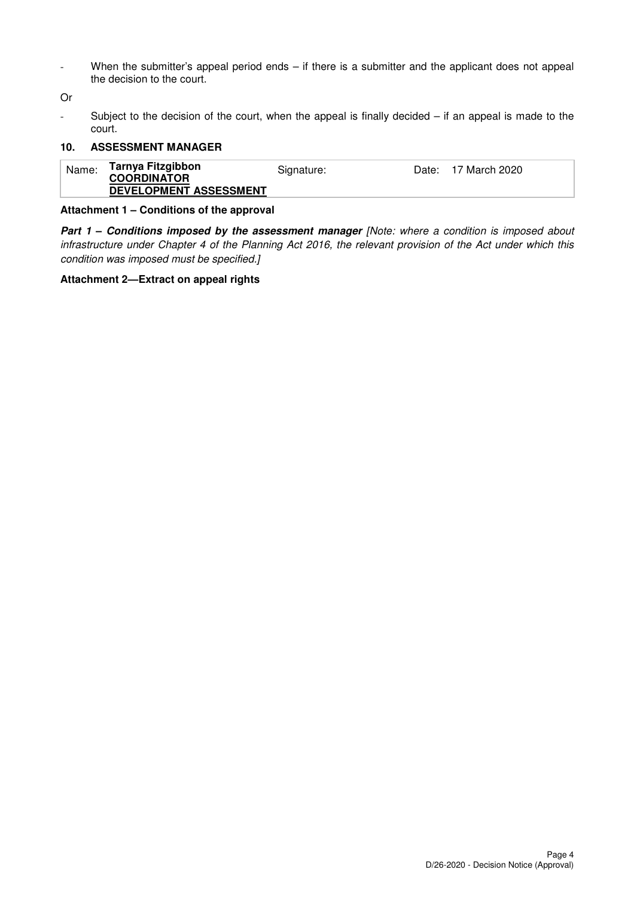- When the submitter's appeal period ends – if there is a submitter and the applicant does not appeal the decision to the court.

Or

- Subject to the decision of the court, when the appeal is finally decided – if an appeal is made to the court.

## 10. ASSESSMENT MANAGER

| Name: | **Tarnya Fitzgibbon**<br>**COORDINATOR**<br>**DEVELOPMENT ASSESSMENT** | Signature: | Date: 17 March 2020 |
|---|---|---|---|

**Attachment 1 – Conditions of the approval**

***Part 1 – Conditions imposed by the assessment manager*** *[Note: where a condition is imposed about infrastructure under Chapter 4 of the Planning Act 2016, the relevant provision of the Act under which this condition was imposed must be specified.]*

**Attachment 2—Extract on appeal rights**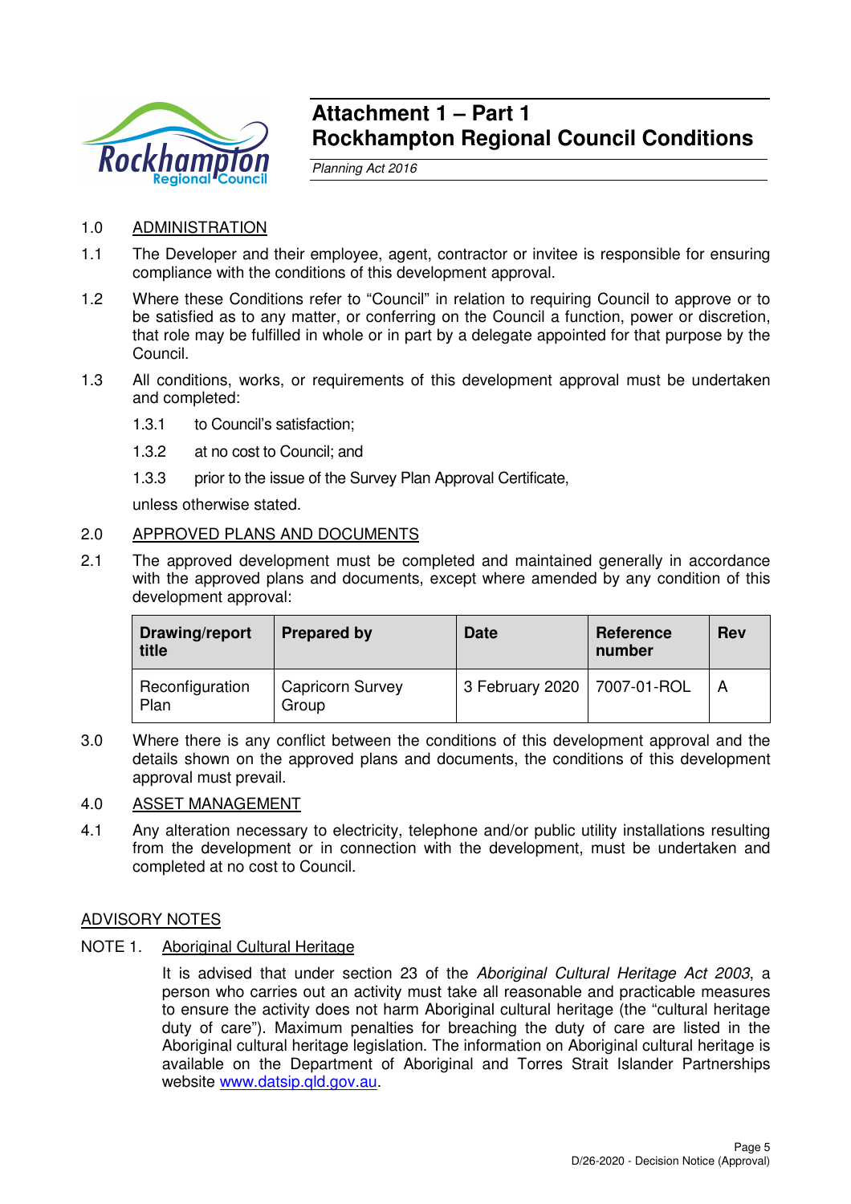# Attachment 1 – Part 1
# Rockhampton Regional Council Conditions

*Planning Act 2016*

1.0 ADMINISTRATION

1.1 The Developer and their employee, agent, contractor or invitee is responsible for ensuring compliance with the conditions of this development approval.

1.2 Where these Conditions refer to "Council" in relation to requiring Council to approve or to be satisfied as to any matter, or conferring on the Council a function, power or discretion, that role may be fulfilled in whole or in part by a delegate appointed for that purpose by the Council.

1.3 All conditions, works, or requirements of this development approval must be undertaken and completed:

1.3.1 to Council's satisfaction;

1.3.2 at no cost to Council; and

1.3.3 prior to the issue of the Survey Plan Approval Certificate,

unless otherwise stated.

2.0 APPROVED PLANS AND DOCUMENTS

2.1 The approved development must be completed and maintained generally in accordance with the approved plans and documents, except where amended by any condition of this development approval:

| Drawing/report title | Prepared by | Date | Reference number | Rev |
|---|---|---|---|---|
| Reconfiguration Plan | Capricorn Survey Group | 3 February 2020 | 7007-01-ROL | A |

3.0 Where there is any conflict between the conditions of this development approval and the details shown on the approved plans and documents, the conditions of this development approval must prevail.

4.0 ASSET MANAGEMENT

4.1 Any alteration necessary to electricity, telephone and/or public utility installations resulting from the development or in connection with the development, must be undertaken and completed at no cost to Council.

ADVISORY NOTES

NOTE 1. Aboriginal Cultural Heritage

It is advised that under section 23 of the *Aboriginal Cultural Heritage Act 2003*, a person who carries out an activity must take all reasonable and practicable measures to ensure the activity does not harm Aboriginal cultural heritage (the "cultural heritage duty of care"). Maximum penalties for breaching the duty of care are listed in the Aboriginal cultural heritage legislation. The information on Aboriginal cultural heritage is available on the Department of Aboriginal and Torres Strait Islander Partnerships website www.datsip.qld.gov.au.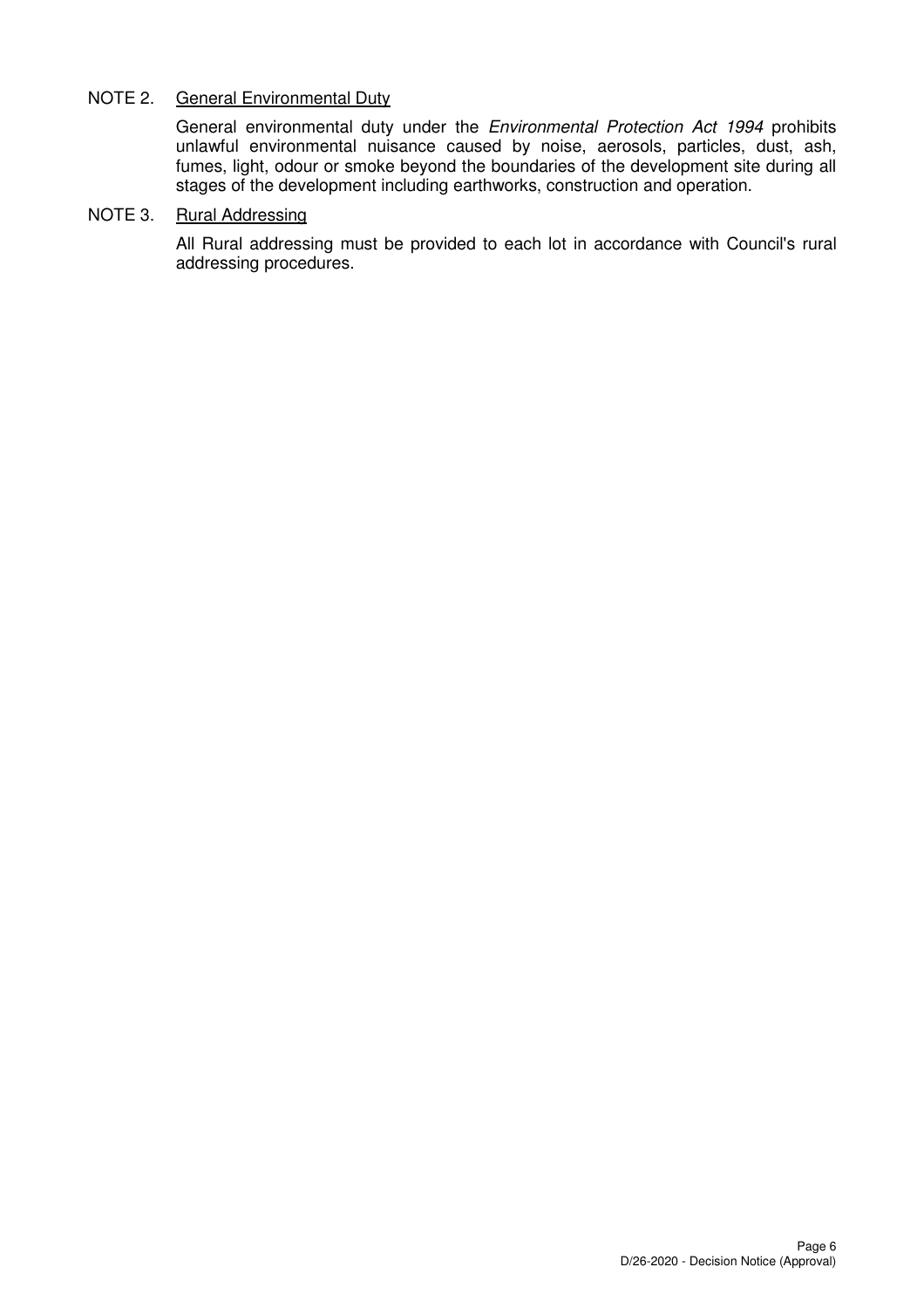NOTE 2. General Environmental Duty

General environmental duty under the *Environmental Protection Act 1994* prohibits unlawful environmental nuisance caused by noise, aerosols, particles, dust, ash, fumes, light, odour or smoke beyond the boundaries of the development site during all stages of the development including earthworks, construction and operation.

NOTE 3. Rural Addressing

All Rural addressing must be provided to each lot in accordance with Council's rural addressing procedures.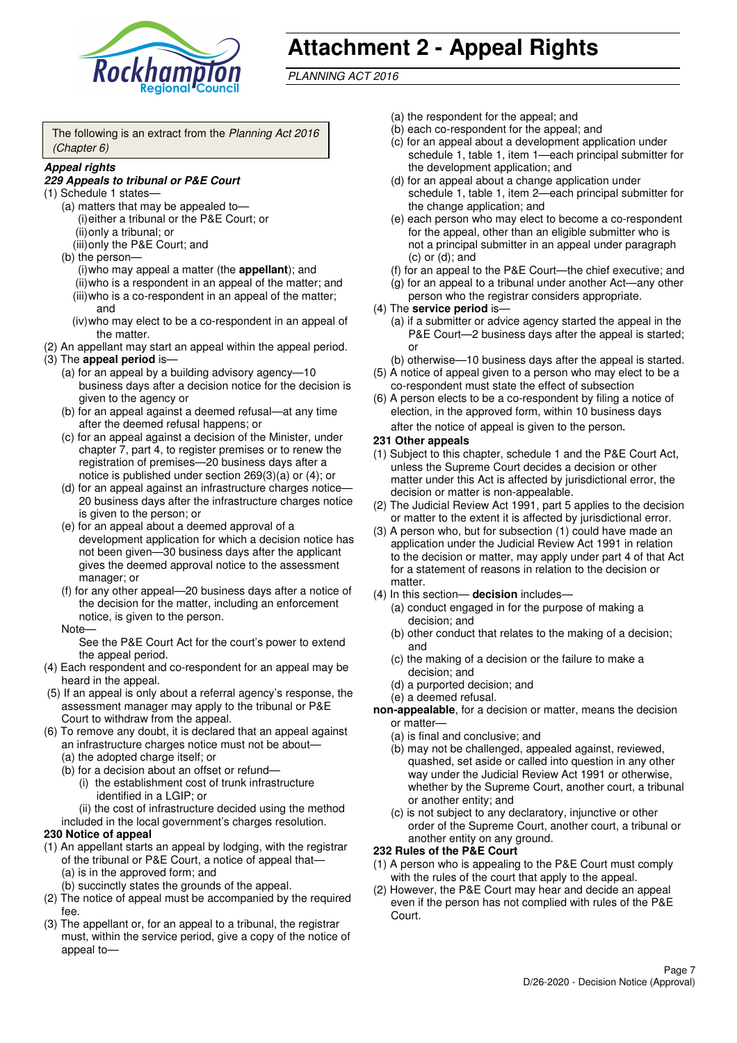# Attachment 2 - Appeal Rights

*PLANNING ACT 2016*

The following is an extract from the *Planning Act 2016 (Chapter 6)*

***Appeal rights***

***229 Appeals to tribunal or P&E Court***

(1) Schedule 1 states—
   (a) matters that may be appealed to—
      (i) either a tribunal or the P&E Court; or
      (ii) only a tribunal; or
      (iii) only the P&E Court; and
   (b) the person—
      (i) who may appeal a matter (the **appellant**); and
      (ii) who is a respondent in an appeal of the matter; and
      (iii) who is a co-respondent in an appeal of the matter; and
      (iv) who may elect to be a co-respondent in an appeal of the matter.
(2) An appellant may start an appeal within the appeal period.
(3) The **appeal period** is—
   (a) for an appeal by a building advisory agency—10 business days after a decision notice for the decision is given to the agency or
   (b) for an appeal against a deemed refusal—at any time after the deemed refusal happens; or
   (c) for an appeal against a decision of the Minister, under chapter 7, part 4, to register premises or to renew the registration of premises—20 business days after a notice is published under section 269(3)(a) or (4); or
   (d) for an appeal against an infrastructure charges notice—20 business days after the infrastructure charges notice is given to the person; or
   (e) for an appeal about a deemed approval of a development application for which a decision notice has not been given—30 business days after the applicant gives the deemed approval notice to the assessment manager; or
   (f) for any other appeal—20 business days after a notice of the decision for the matter, including an enforcement notice, is given to the person.

   Note—
   
   See the P&E Court Act for the court's power to extend the appeal period.
(4) Each respondent and co-respondent for an appeal may be heard in the appeal.
(5) If an appeal is only about a referral agency's response, the assessment manager may apply to the tribunal or P&E Court to withdraw from the appeal.
(6) To remove any doubt, it is declared that an appeal against an infrastructure charges notice must not be about—
   (a) the adopted charge itself; or
   (b) for a decision about an offset or refund—
      (i) the establishment cost of trunk infrastructure identified in a LGIP; or
      (ii) the cost of infrastructure decided using the method included in the local government's charges resolution.

**230 Notice of appeal**

(1) An appellant starts an appeal by lodging, with the registrar of the tribunal or P&E Court, a notice of appeal that—
   (a) is in the approved form; and
   (b) succinctly states the grounds of the appeal.
(2) The notice of appeal must be accompanied by the required fee.
(3) The appellant or, for an appeal to a tribunal, the registrar must, within the service period, give a copy of the notice of appeal to—
   (a) the respondent for the appeal; and
   (b) each co-respondent for the appeal; and
   (c) for an appeal about a development application under schedule 1, table 1, item 1—each principal submitter for the development application; and
   (d) for an appeal about a change application under schedule 1, table 1, item 2—each principal submitter for the change application; and
   (e) each person who may elect to become a co-respondent for the appeal, other than an eligible submitter who is not a principal submitter in an appeal under paragraph (c) or (d); and
   (f) for an appeal to the P&E Court—the chief executive; and
   (g) for an appeal to a tribunal under another Act—any other person who the registrar considers appropriate.
(4) The **service period** is—
   (a) if a submitter or advice agency started the appeal in the P&E Court—2 business days after the appeal is started; or
   (b) otherwise—10 business days after the appeal is started.
(5) A notice of appeal given to a person who may elect to be a co-respondent must state the effect of subsection
(6) A person elects to be a co-respondent by filing a notice of election, in the approved form, within 10 business days after the notice of appeal is given to the person.

**231 Other appeals**

(1) Subject to this chapter, schedule 1 and the P&E Court Act, unless the Supreme Court decides a decision or other matter under this Act is affected by jurisdictional error, the decision or matter is non-appealable.
(2) The Judicial Review Act 1991, part 5 applies to the decision or matter to the extent it is affected by jurisdictional error.
(3) A person who, but for subsection (1) could have made an application under the Judicial Review Act 1991 in relation to the decision or matter, may apply under part 4 of that Act for a statement of reasons in relation to the decision or matter.
(4) In this section— **decision** includes—
   (a) conduct engaged in for the purpose of making a decision; and
   (b) other conduct that relates to the making of a decision; and
   (c) the making of a decision or the failure to make a decision; and
   (d) a purported decision; and
   (e) a deemed refusal.

**non-appealable**, for a decision or matter, means the decision or matter—
   (a) is final and conclusive; and
   (b) may not be challenged, appealed against, reviewed, quashed, set aside or called into question in any other way under the Judicial Review Act 1991 or otherwise, whether by the Supreme Court, another court, a tribunal or another entity; and
   (c) is not subject to any declaratory, injunctive or other order of the Supreme Court, another court, a tribunal or another entity on any ground.

**232 Rules of the P&E Court**

(1) A person who is appealing to the P&E Court must comply with the rules of the court that apply to the appeal.
(2) However, the P&E Court may hear and decide an appeal even if the person has not complied with rules of the P&E Court.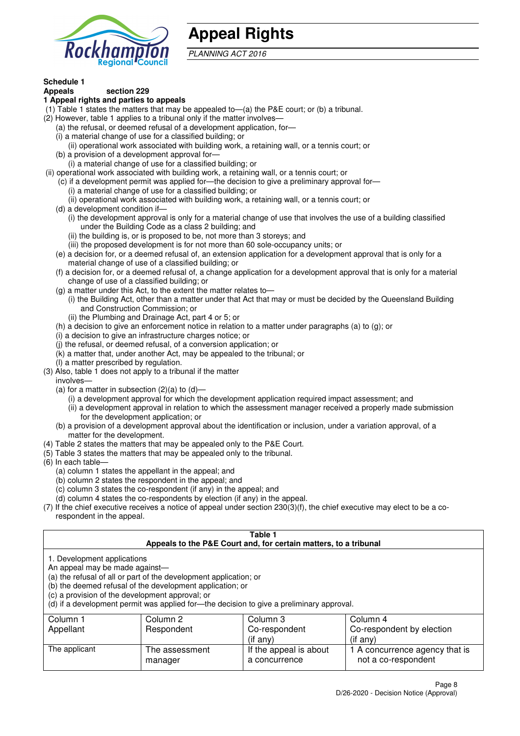# Appeal Rights

*PLANNING ACT 2016*

**Schedule 1**
**Appeals section 229**
**1 Appeal rights and parties to appeals**

(1) Table 1 states the matters that may be appealed to—(a) the P&E court; or (b) a tribunal.
(2) However, table 1 applies to a tribunal only if the matter involves—
   (a) the refusal, or deemed refusal of a development application, for—
   (i) a material change of use for a classified building; or
      (ii) operational work associated with building work, a retaining wall, or a tennis court; or
   (b) a provision of a development approval for—
      (i) a material change of use for a classified building; or
 (ii) operational work associated with building work, a retaining wall, or a tennis court; or
   (c) if a development permit was applied for—the decision to give a preliminary approval for—
      (i) a material change of use for a classified building; or
      (ii) operational work associated with building work, a retaining wall, or a tennis court; or
   (d) a development condition if—
      (i) the development approval is only for a material change of use that involves the use of a building classified under the Building Code as a class 2 building; and
      (ii) the building is, or is proposed to be, not more than 3 storeys; and
      (iii) the proposed development is for not more than 60 sole-occupancy units; or
   (e) a decision for, or a deemed refusal of, an extension application for a development approval that is only for a material change of use of a classified building; or
   (f) a decision for, or a deemed refusal of, a change application for a development approval that is only for a material change of use of a classified building; or
   (g) a matter under this Act, to the extent the matter relates to—
      (i) the Building Act, other than a matter under that Act that may or must be decided by the Queensland Building and Construction Commission; or
      (ii) the Plumbing and Drainage Act, part 4 or 5; or
   (h) a decision to give an enforcement notice in relation to a matter under paragraphs (a) to (g); or
   (i) a decision to give an infrastructure charges notice; or
   (j) the refusal, or deemed refusal, of a conversion application; or
   (k) a matter that, under another Act, may be appealed to the tribunal; or
   (l) a matter prescribed by regulation.
(3) Also, table 1 does not apply to a tribunal if the matter involves—
   (a) for a matter in subsection (2)(a) to (d)—
      (i) a development approval for which the development application required impact assessment; and
      (ii) a development approval in relation to which the assessment manager received a properly made submission for the development application; or
   (b) a provision of a development approval about the identification or inclusion, under a variation approval, of a matter for the development.
(4) Table 2 states the matters that may be appealed only to the P&E Court.
(5) Table 3 states the matters that may be appealed only to the tribunal.
(6) In each table—
   (a) column 1 states the appellant in the appeal; and
   (b) column 2 states the respondent in the appeal; and
   (c) column 3 states the co-respondent (if any) in the appeal; and
   (d) column 4 states the co-respondents by election (if any) in the appeal.
(7) If the chief executive receives a notice of appeal under section 230(3)(f), the chief executive may elect to be a co-respondent in the appeal.

**Table 1**
**Appeals to the P&E Court and, for certain matters, to a tribunal**

1. Development applications
An appeal may be made against—
(a) the refusal of all or part of the development application; or
(b) the deemed refusal of the development application; or
(c) a provision of the development approval; or
(d) if a development permit was applied for—the decision to give a preliminary approval.

| Column 1<br>Appellant | Column 2<br>Respondent | Column 3<br>Co-respondent<br>(if any) | Column 4<br>Co-respondent by election<br>(if any) |
|---|---|---|---|
| The applicant | The assessment manager | If the appeal is about a concurrence | 1 A concurrence agency that is not a co-respondent |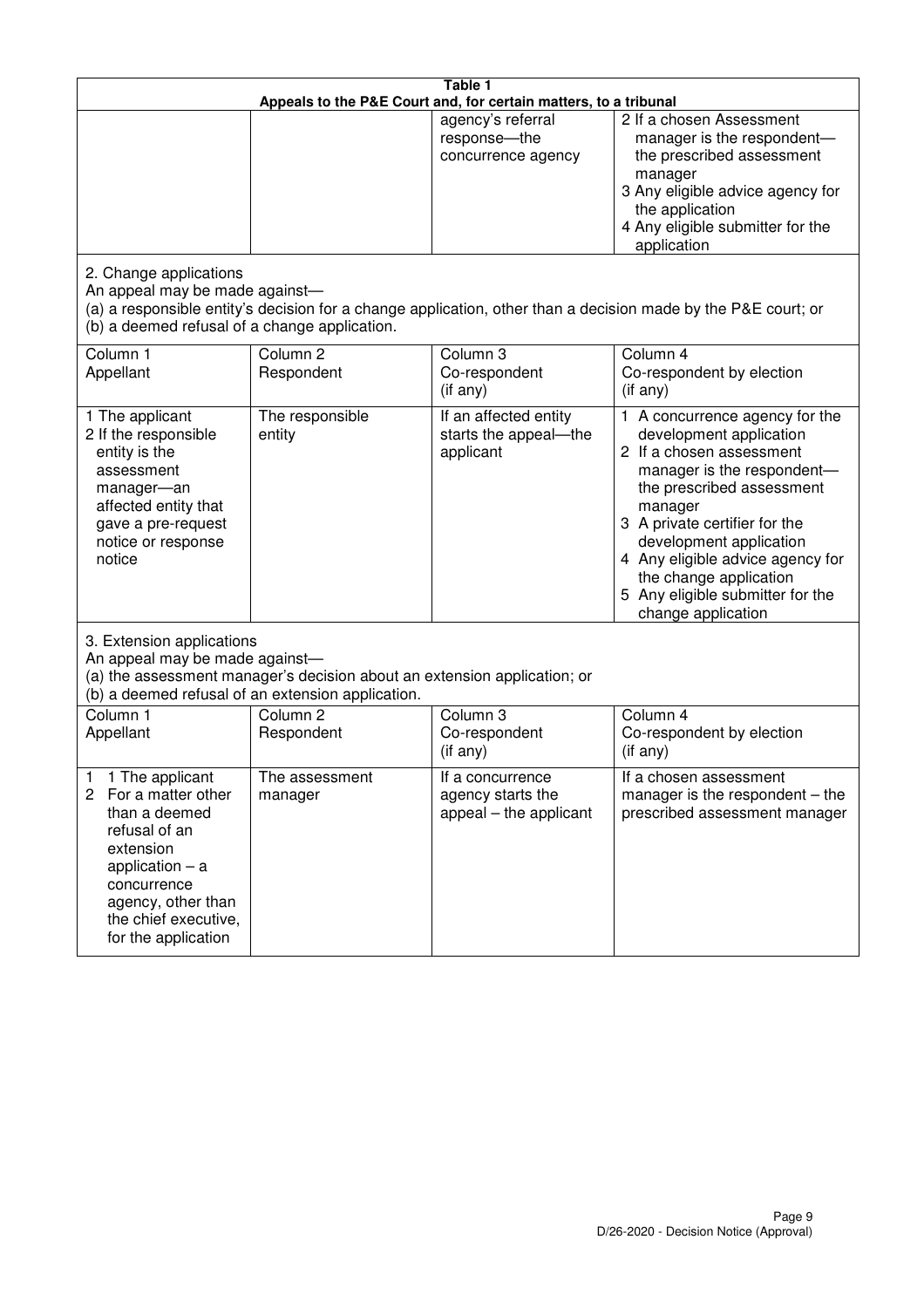**Table 1**
**Appeals to the P&E Court and, for certain matters, to a tribunal**

| | | | |
|---|---|---|---|
| | | agency's referral response—the concurrence agency | 2 If a chosen Assessment manager is the respondent—the prescribed assessment manager<br>3 Any eligible advice agency for the application<br>4 Any eligible submitter for the application |

2. Change applications

An appeal may be made against—
(a) a responsible entity's decision for a change application, other than a decision made by the P&E court; or
(b) a deemed refusal of a change application.

| Column 1<br>Appellant | Column 2<br>Respondent | Column 3<br>Co-respondent<br>(if any) | Column 4<br>Co-respondent by election<br>(if any) |
|---|---|---|---|
| 1 The applicant<br>2 If the responsible entity is the assessment manager—an affected entity that gave a pre-request notice or response notice | The responsible entity | If an affected entity starts the appeal—the applicant | 1 A concurrence agency for the development application<br>2 If a chosen assessment manager is the respondent—the prescribed assessment manager<br>3 A private certifier for the development application<br>4 Any eligible advice agency for the change application<br>5 Any eligible submitter for the change application |

3. Extension applications

An appeal may be made against—
(a) the assessment manager's decision about an extension application; or
(b) a deemed refusal of an extension application.

| Column 1<br>Appellant | Column 2<br>Respondent | Column 3<br>Co-respondent<br>(if any) | Column 4<br>Co-respondent by election<br>(if any) |
|---|---|---|---|
| 1 1 The applicant<br>2 For a matter other than a deemed refusal of an extension application – a concurrence agency, other than the chief executive, for the application | The assessment manager | If a concurrence agency starts the appeal – the applicant | If a chosen assessment manager is the respondent – the prescribed assessment manager |

D/26-2020 - Decision Notice (Approval)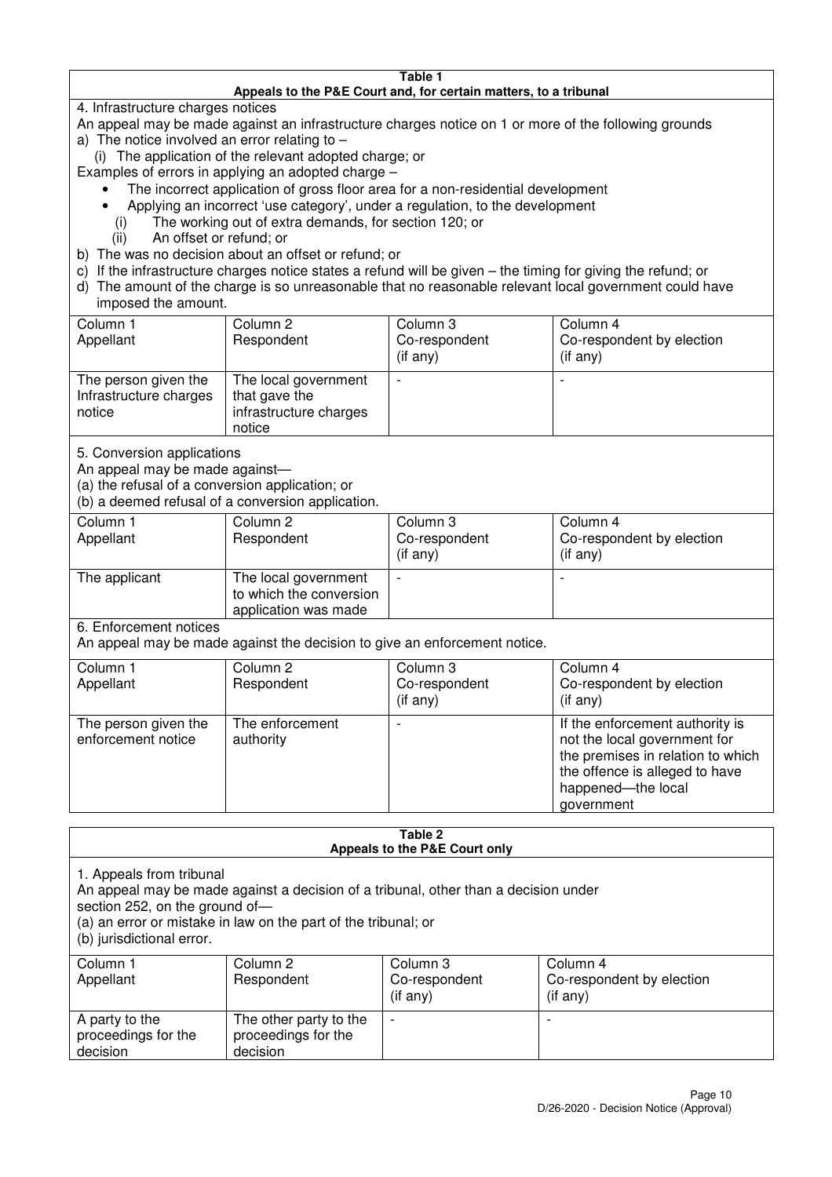**Table 1**
**Appeals to the P&E Court and, for certain matters, to a tribunal**

4. Infrastructure charges notices

An appeal may be made against an infrastructure charges notice on 1 or more of the following grounds

a) The notice involved an error relating to –

  (i) The application of the relevant adopted charge; or

Examples of errors in applying an adopted charge –

- The incorrect application of gross floor area for a non-residential development
- Applying an incorrect 'use category', under a regulation, to the development

  (i) The working out of extra demands, for section 120; or

  (ii) An offset or refund; or

b) The was no decision about an offset or refund; or

c) If the infrastructure charges notice states a refund will be given – the timing for giving the refund; or

d) The amount of the charge is so unreasonable that no reasonable relevant local government could have imposed the amount.

| Column 1<br>Appellant | Column 2<br>Respondent | Column 3<br>Co-respondent<br>(if any) | Column 4<br>Co-respondent by election<br>(if any) |
|---|---|---|---|
| The person given the Infrastructure charges notice | The local government that gave the infrastructure charges notice | - | - |

5. Conversion applications

An appeal may be made against—

(a) the refusal of a conversion application; or

(b) a deemed refusal of a conversion application.

| Column 1<br>Appellant | Column 2<br>Respondent | Column 3<br>Co-respondent<br>(if any) | Column 4<br>Co-respondent by election<br>(if any) |
|---|---|---|---|
| The applicant | The local government to which the conversion application was made | - | - |

6. Enforcement notices

An appeal may be made against the decision to give an enforcement notice.

| Column 1<br>Appellant | Column 2<br>Respondent | Column 3<br>Co-respondent<br>(if any) | Column 4<br>Co-respondent by election<br>(if any) |
|---|---|---|---|
| The person given the enforcement notice | The enforcement authority | - | If the enforcement authority is not the local government for the premises in relation to which the offence is alleged to have happened—the local government |

**Table 2**
**Appeals to the P&E Court only**

1. Appeals from tribunal

An appeal may be made against a decision of a tribunal, other than a decision under section 252, on the ground of—

(a) an error or mistake in law on the part of the tribunal; or

(b) jurisdictional error.

| Column 1<br>Appellant | Column 2<br>Respondent | Column 3<br>Co-respondent<br>(if any) | Column 4<br>Co-respondent by election<br>(if any) |
|---|---|---|---|
| A party to the proceedings for the decision | The other party to the proceedings for the decision | - | - |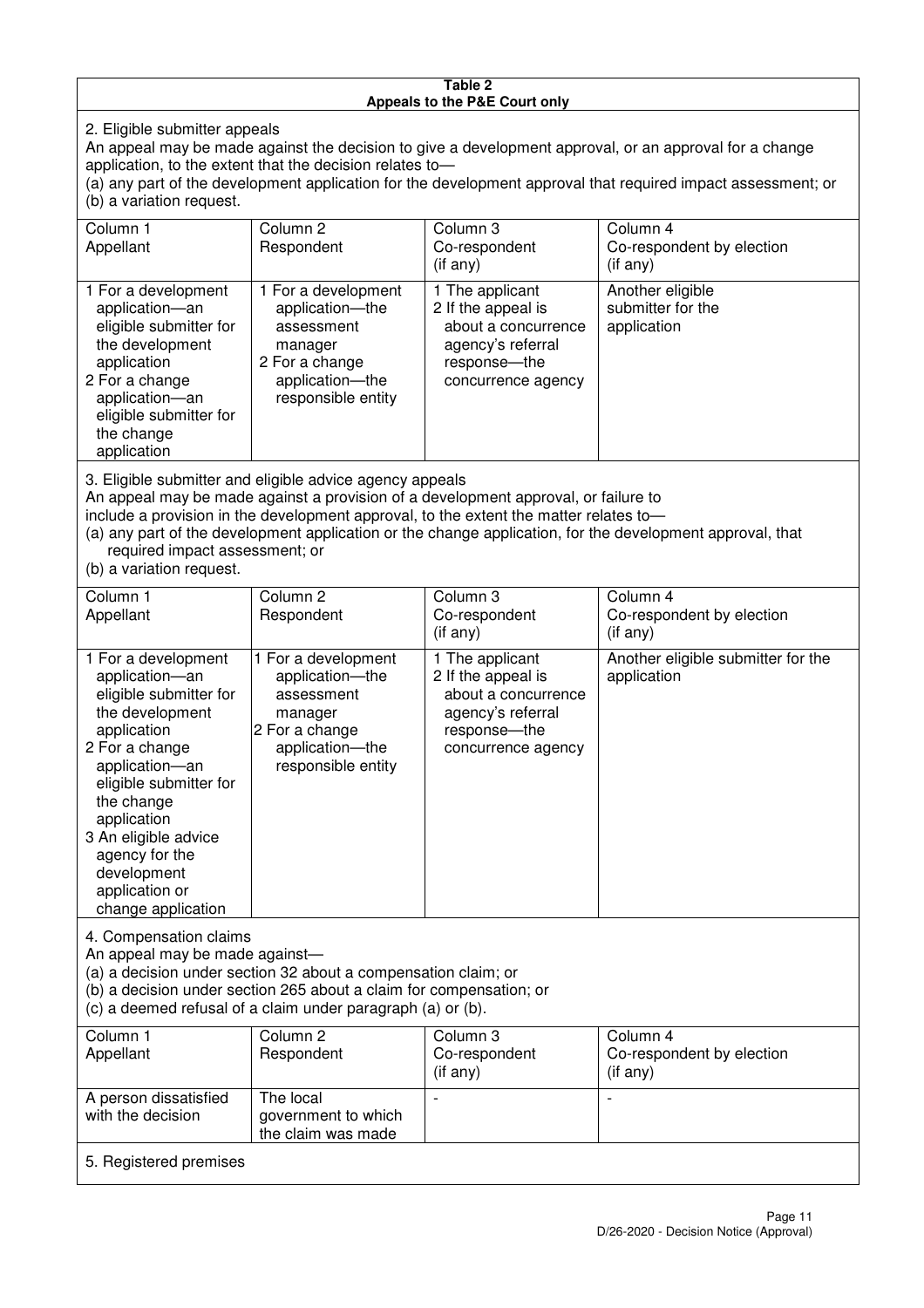**Table 2**
**Appeals to the P&E Court only**

2. Eligible submitter appeals

An appeal may be made against the decision to give a development approval, or an approval for a change application, to the extent that the decision relates to—

(a) any part of the development application for the development approval that required impact assessment; or
(b) a variation request.

| Column 1<br>Appellant | Column 2<br>Respondent | Column 3<br>Co-respondent<br>(if any) | Column 4<br>Co-respondent by election<br>(if any) |
|---|---|---|---|
| 1 For a development application—an eligible submitter for the development application<br>2 For a change application—an eligible submitter for the change application | 1 For a development application—the assessment manager<br>2 For a change application—the responsible entity | 1 The applicant<br>2 If the appeal is about a concurrence agency's referral response—the concurrence agency | Another eligible submitter for the application |

3. Eligible submitter and eligible advice agency appeals

An appeal may be made against a provision of a development approval, or failure to include a provision in the development approval, to the extent the matter relates to—

(a) any part of the development application or the change application, for the development approval, that required impact assessment; or
(b) a variation request.

| Column 1<br>Appellant | Column 2<br>Respondent | Column 3<br>Co-respondent<br>(if any) | Column 4<br>Co-respondent by election<br>(if any) |
|---|---|---|---|
| 1 For a development application—an eligible submitter for the development application<br>2 For a change application—an eligible submitter for the change application<br>3 An eligible advice agency for the development application or change application | 1 For a development application—the assessment manager<br>2 For a change application—the responsible entity | 1 The applicant<br>2 If the appeal is about a concurrence agency's referral response—the concurrence agency | Another eligible submitter for the application |

4. Compensation claims

An appeal may be made against—

(a) a decision under section 32 about a compensation claim; or
(b) a decision under section 265 about a claim for compensation; or
(c) a deemed refusal of a claim under paragraph (a) or (b).

| Column 1<br>Appellant | Column 2<br>Respondent | Column 3<br>Co-respondent<br>(if any) | Column 4<br>Co-respondent by election<br>(if any) |
|---|---|---|---|
| A person dissatisfied with the decision | The local government to which the claim was made | - | - |

5. Registered premises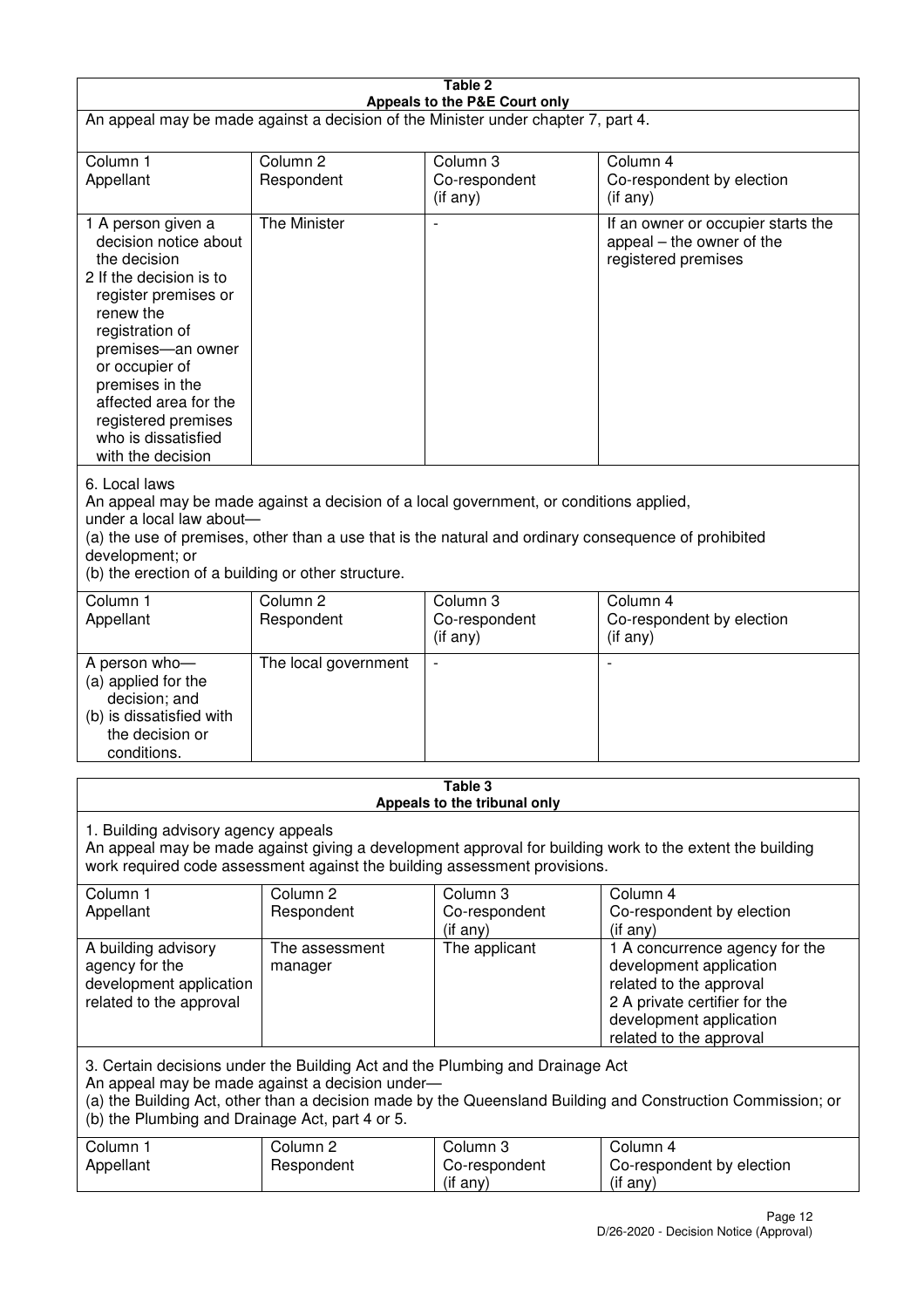**Table 2**
**Appeals to the P&E Court only**

An appeal may be made against a decision of the Minister under chapter 7, part 4.

| Column 1<br>Appellant | Column 2<br>Respondent | Column 3<br>Co-respondent<br>(if any) | Column 4<br>Co-respondent by election<br>(if any) |
|---|---|---|---|
| 1 A person given a decision notice about the decision<br>2 If the decision is to register premises or renew the registration of premises—an owner or occupier of premises in the affected area for the registered premises who is dissatisfied with the decision | The Minister | - | If an owner or occupier starts the appeal – the owner of the registered premises |

6. Local laws
An appeal may be made against a decision of a local government, or conditions applied, under a local law about—
(a) the use of premises, other than a use that is the natural and ordinary consequence of prohibited development; or
(b) the erection of a building or other structure.

| Column 1<br>Appellant | Column 2<br>Respondent | Column 3<br>Co-respondent<br>(if any) | Column 4<br>Co-respondent by election<br>(if any) |
|---|---|---|---|
| A person who—<br>(a) applied for the decision; and<br>(b) is dissatisfied with the decision or conditions. | The local government | - | - |

**Table 3**
**Appeals to the tribunal only**

1. Building advisory agency appeals
An appeal may be made against giving a development approval for building work to the extent the building work required code assessment against the building assessment provisions.

| Column 1<br>Appellant | Column 2<br>Respondent | Column 3<br>Co-respondent<br>(if any) | Column 4<br>Co-respondent by election<br>(if any) |
|---|---|---|---|
| A building advisory agency for the development application related to the approval | The assessment manager | The applicant | 1 A concurrence agency for the development application related to the approval<br>2 A private certifier for the development application related to the approval |

3. Certain decisions under the Building Act and the Plumbing and Drainage Act
An appeal may be made against a decision under—
(a) the Building Act, other than a decision made by the Queensland Building and Construction Commission; or
(b) the Plumbing and Drainage Act, part 4 or 5.

| Column 1<br>Appellant | Column 2<br>Respondent | Column 3<br>Co-respondent<br>(if any) | Column 4<br>Co-respondent by election<br>(if any) |
|---|---|---|---|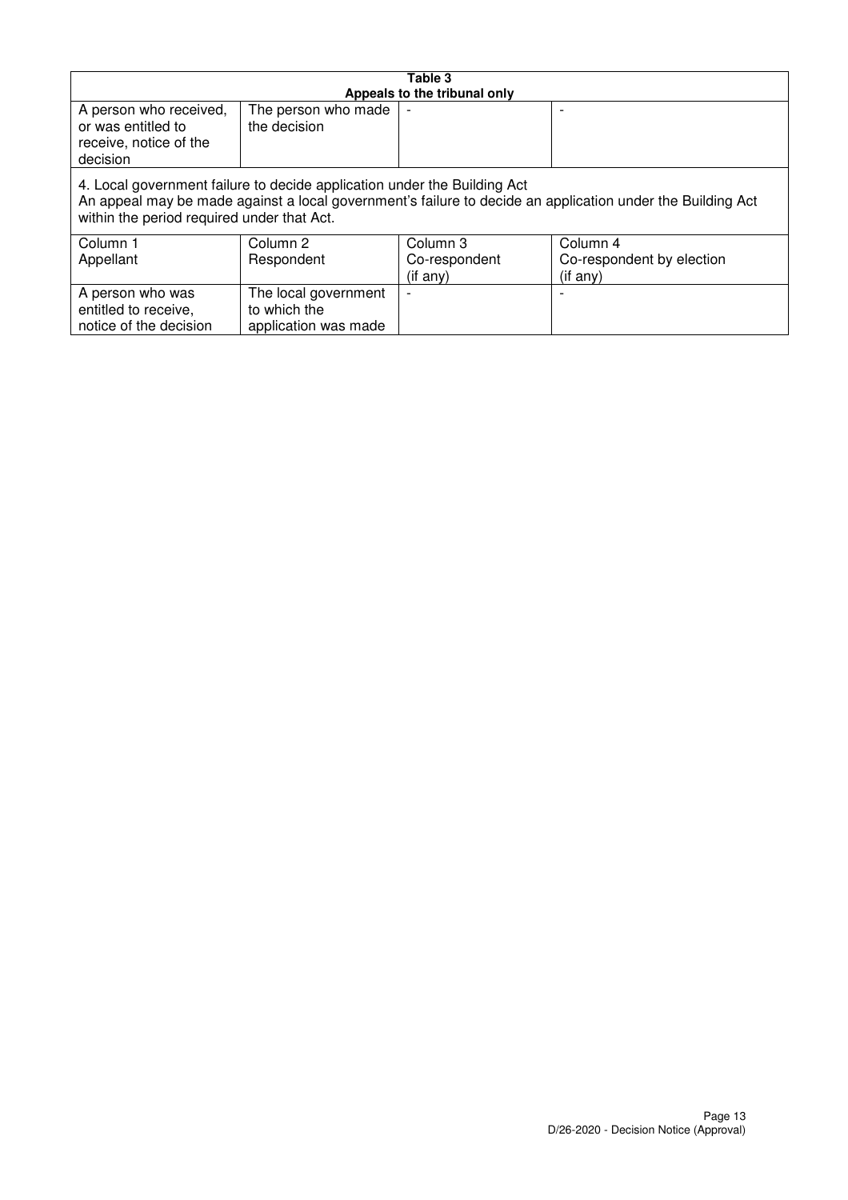| Table 3 | | | |
|---|---|---|---|
| **Appeals to the tribunal only** | | | |
| A person who received, or was entitled to receive, notice of the decision | The person who made the decision | - | - |
| 4. Local government failure to decide application under the Building Act<br>An appeal may be made against a local government's failure to decide an application under the Building Act within the period required under that Act. | | | |
| Column 1<br>Appellant | Column 2<br>Respondent | Column 3<br>Co-respondent<br>(if any) | Column 4<br>Co-respondent by election<br>(if any) |
| A person who was entitled to receive, notice of the decision | The local government to which the application was made | - | - |